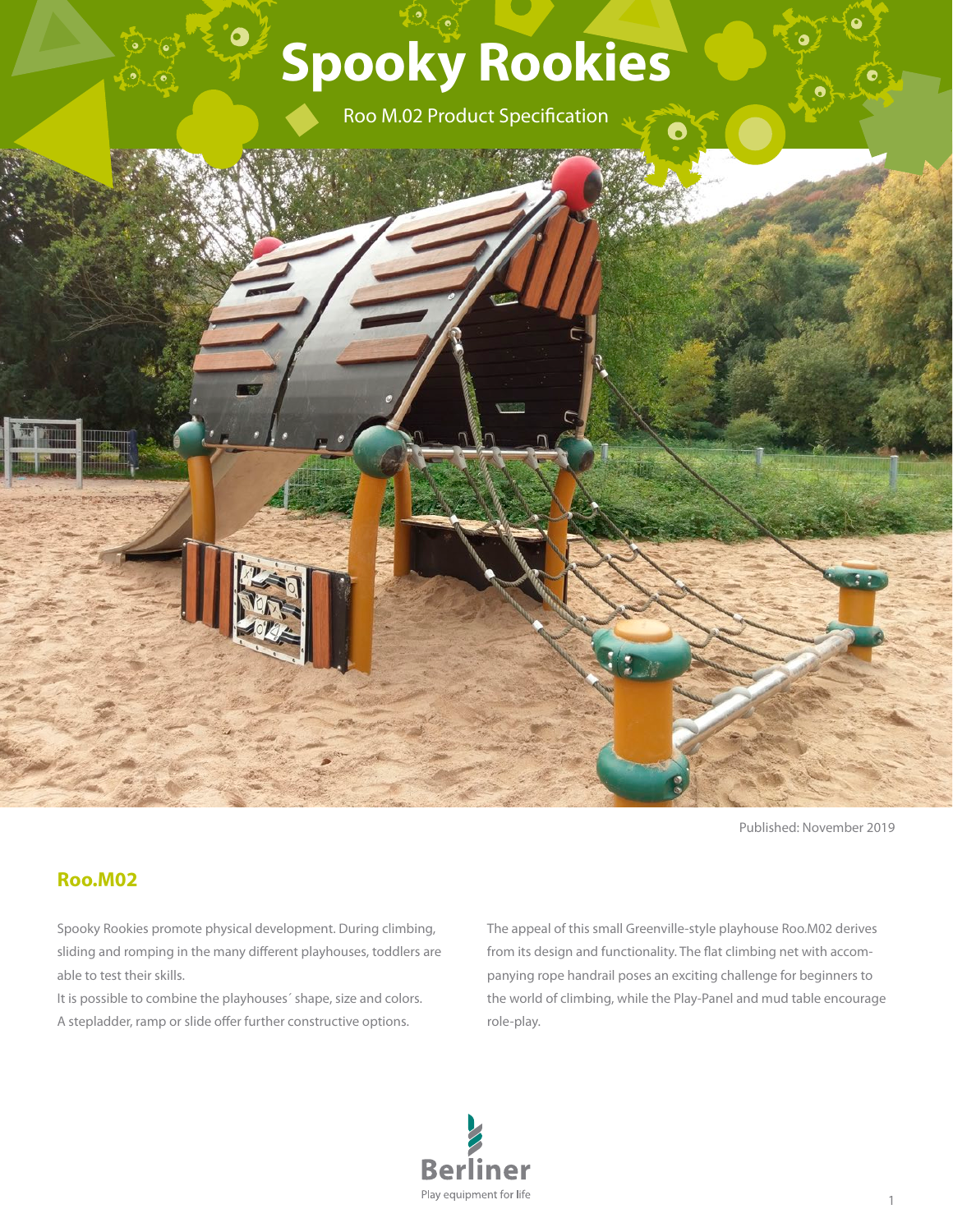# Spooky Rookies

Roo M.02 Product Specification

Published: November 2019

## Roo.M02

Spooky Rookies promote physical development. During climbing, sliding and romping in the many different playhouses, toddlers are able to test their skills.

It is possible to combine the playhouses´ shape, size and colors. A stepladder, ramp or slide offer further constructive options.

The appeal of this small Greenville-style playhouse Roo.M02 derives from its design and functionality. The flat climbing net with accompanying rope handrail poses an exciting challenge for beginners to the world of climbing, while the Play-Panel and mud table encourage role-play.

Berliner

Play equipment for life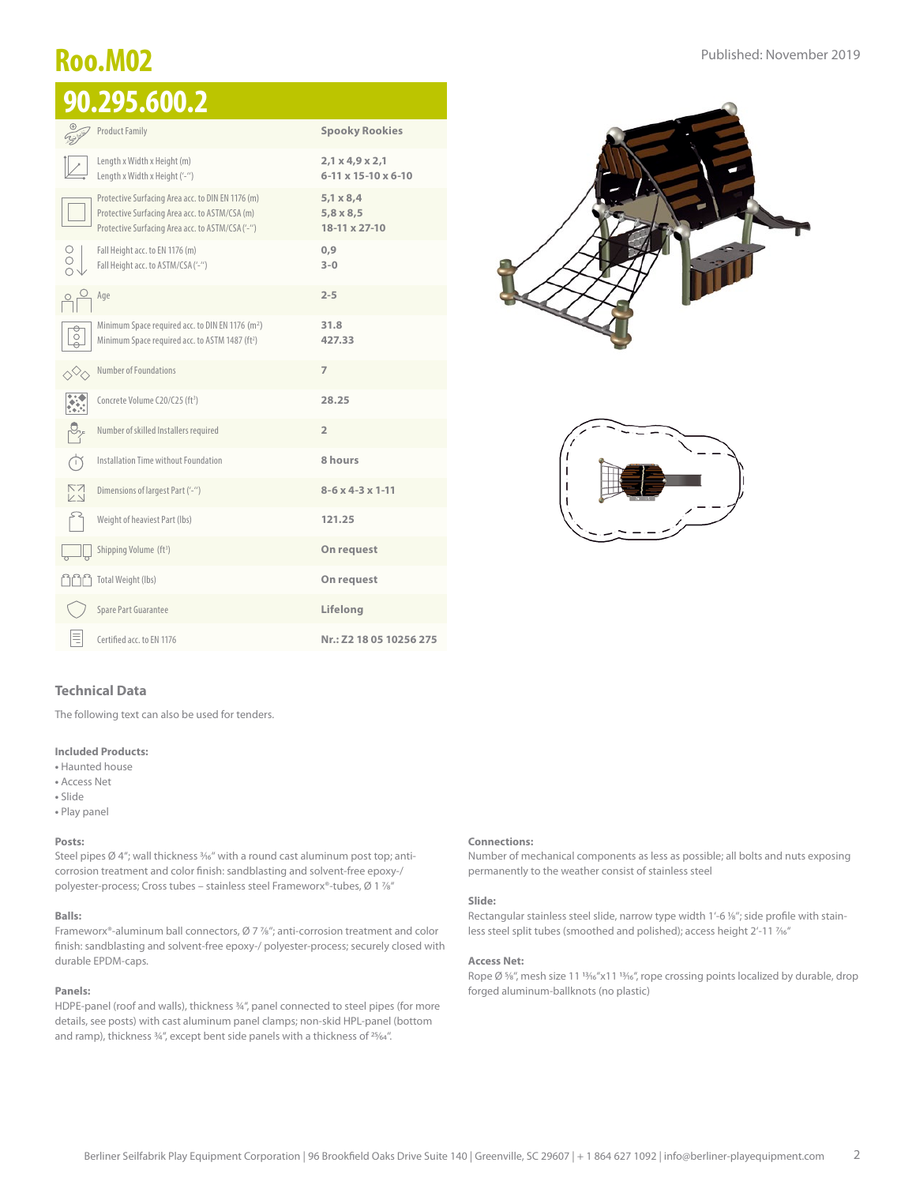# Roo.M02

Published: November 2019

## 90.295.600.2

| | |
|---|---|
| Product Family | Spooky Rookies |
| Length x Width x Height (m)<br>Length x Width x Height ('-") | 2,1 x 4,9 x 2,1<br>6-11 x 15-10 x 6-10 |
| Protective Surfacing Area acc. to DIN EN 1176 (m)<br>Protective Surfacing Area acc. to ASTM/CSA (m)<br>Protective Surfacing Area acc. to ASTM/CSA ('-") | 5,1 x 8,4<br>5,8 x 8,5<br>18-11 x 27-10 |
| Fall Height acc. to EN 1176 (m)<br>Fall Height acc. to ASTM/CSA ('-") | 0,9<br>3-0 |
| Age | 2-5 |
| Minimum Space required acc. to DIN EN 1176 (m²)<br>Minimum Space required acc. to ASTM 1487 (ft²) | 31.8<br>427.33 |
| Number of Foundations | 7 |
| Concrete Volume C20/C25 (ft³) | 28.25 |
| Number of skilled Installers required | 2 |
| Installation Time without Foundation | 8 hours |
| Dimensions of largest Part ('-") | 8-6 x 4-3 x 1-11 |
| Weight of heaviest Part (lbs) | 121.25 |
| Shipping Volume (ft³) | On request |
| Total Weight (lbs) | On request |
| Spare Part Guarantee | Lifelong |
| Certified acc. to EN 1176 | Nr.: Z2 18 05 10256 275 |

### Technical Data

The following text can also be used for tenders.

**Included Products:**
- Haunted house
- Access Net
- Slide
- Play panel

**Posts:**
Steel pipes Ø 4"; wall thickness ³⁄₁₆" with a round cast aluminum post top; anti-corrosion treatment and color finish: sandblasting and solvent-free epoxy-/ polyester-process; Cross tubes – stainless steel Frameworx®-tubes, Ø 1 ⅞"

**Balls:**
Frameworx®-aluminum ball connectors, Ø 7 ⅞"; anti-corrosion treatment and color finish: sandblasting and solvent-free epoxy-/ polyester-process; securely closed with durable EPDM-caps.

**Panels:**
HDPE-panel (roof and walls), thickness ¾", panel connected to steel pipes (for more details, see posts) with cast aluminum panel clamps; non-skid HPL-panel (bottom and ramp), thickness ¾", except bent side panels with a thickness of ²⁵⁄₆₄".

**Connections:**
Number of mechanical components as less as possible; all bolts and nuts exposing permanently to the weather consist of stainless steel

**Slide:**
Rectangular stainless steel slide, narrow type width 1'-6 ⅛"; side profile with stainless steel split tubes (smoothed and polished); access height 2'-11 ⁷⁄₁₆"

**Access Net:**
Rope Ø ⅝", mesh size 11 ¹³⁄₁₆"x11 ¹³⁄₁₆", rope crossing points localized by durable, drop forged aluminum-ballknots (no plastic)